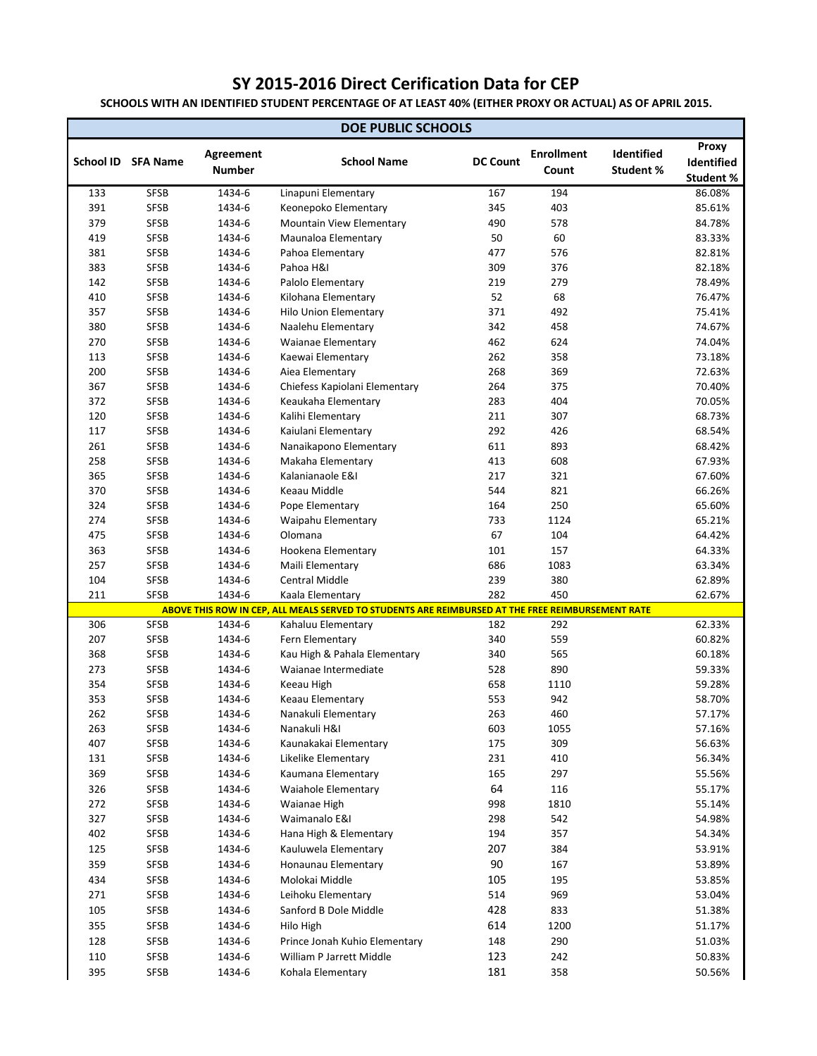# SY 2015-2016 Direct Cerification Data for CEP

**SCHOOLS WITH AN IDENTIFIED STUDENT PERCENTAGE OF AT LEAST 40% (EITHER PROXY OR ACTUAL) AS OF APRIL 2015.**

| DOE PUBLIC SCHOOLS | | | | | | | |
|---|---|---|---|---|---|---|---|
| School ID | SFA Name | Agreement Number | School Name | DC Count | Enrollment Count | Identified Student % | Proxy Identified Student % |
| 133 | SFSB | 1434-6 | Linapuni Elementary | 167 | 194 | | 86.08% |
| 391 | SFSB | 1434-6 | Keonepoko Elementary | 345 | 403 | | 85.61% |
| 379 | SFSB | 1434-6 | Mountain View Elementary | 490 | 578 | | 84.78% |
| 419 | SFSB | 1434-6 | Maunaloa Elementary | 50 | 60 | | 83.33% |
| 381 | SFSB | 1434-6 | Pahoa Elementary | 477 | 576 | | 82.81% |
| 383 | SFSB | 1434-6 | Pahoa H&I | 309 | 376 | | 82.18% |
| 142 | SFSB | 1434-6 | Palolo Elementary | 219 | 279 | | 78.49% |
| 410 | SFSB | 1434-6 | Kilohana Elementary | 52 | 68 | | 76.47% |
| 357 | SFSB | 1434-6 | Hilo Union Elementary | 371 | 492 | | 75.41% |
| 380 | SFSB | 1434-6 | Naalehu Elementary | 342 | 458 | | 74.67% |
| 270 | SFSB | 1434-6 | Waianae Elementary | 462 | 624 | | 74.04% |
| 113 | SFSB | 1434-6 | Kaewai Elementary | 262 | 358 | | 73.18% |
| 200 | SFSB | 1434-6 | Aiea Elementary | 268 | 369 | | 72.63% |
| 367 | SFSB | 1434-6 | Chiefess Kapiolani Elementary | 264 | 375 | | 70.40% |
| 372 | SFSB | 1434-6 | Keaukaha Elementary | 283 | 404 | | 70.05% |
| 120 | SFSB | 1434-6 | Kalihi Elementary | 211 | 307 | | 68.73% |
| 117 | SFSB | 1434-6 | Kaiulani Elementary | 292 | 426 | | 68.54% |
| 261 | SFSB | 1434-6 | Nanaikapono Elementary | 611 | 893 | | 68.42% |
| 258 | SFSB | 1434-6 | Makaha Elementary | 413 | 608 | | 67.93% |
| 365 | SFSB | 1434-6 | Kalanianaole E&I | 217 | 321 | | 67.60% |
| 370 | SFSB | 1434-6 | Keaau Middle | 544 | 821 | | 66.26% |
| 324 | SFSB | 1434-6 | Pope Elementary | 164 | 250 | | 65.60% |
| 274 | SFSB | 1434-6 | Waipahu Elementary | 733 | 1124 | | 65.21% |
| 475 | SFSB | 1434-6 | Olomana | 67 | 104 | | 64.42% |
| 363 | SFSB | 1434-6 | Hookena Elementary | 101 | 157 | | 64.33% |
| 257 | SFSB | 1434-6 | Maili Elementary | 686 | 1083 | | 63.34% |
| 104 | SFSB | 1434-6 | Central Middle | 239 | 380 | | 62.89% |
| 211 | SFSB | 1434-6 | Kaala Elementary | 282 | 450 | | 62.67% |
| **ABOVE THIS ROW IN CEP, ALL MEALS SERVED TO STUDENTS ARE REIMBURSED AT THE FREE REIMBURSEMENT RATE** | | | | | | | |
| 306 | SFSB | 1434-6 | Kahaluu Elementary | 182 | 292 | | 62.33% |
| 207 | SFSB | 1434-6 | Fern Elementary | 340 | 559 | | 60.82% |
| 368 | SFSB | 1434-6 | Kau High & Pahala Elementary | 340 | 565 | | 60.18% |
| 273 | SFSB | 1434-6 | Waianae Intermediate | 528 | 890 | | 59.33% |
| 354 | SFSB | 1434-6 | Keeau High | 658 | 1110 | | 59.28% |
| 353 | SFSB | 1434-6 | Keaau Elementary | 553 | 942 | | 58.70% |
| 262 | SFSB | 1434-6 | Nanakuli Elementary | 263 | 460 | | 57.17% |
| 263 | SFSB | 1434-6 | Nanakuli H&I | 603 | 1055 | | 57.16% |
| 407 | SFSB | 1434-6 | Kaunakakai Elementary | 175 | 309 | | 56.63% |
| 131 | SFSB | 1434-6 | Likelike Elementary | 231 | 410 | | 56.34% |
| 369 | SFSB | 1434-6 | Kaumana Elementary | 165 | 297 | | 55.56% |
| 326 | SFSB | 1434-6 | Waiahole Elementary | 64 | 116 | | 55.17% |
| 272 | SFSB | 1434-6 | Waianae High | 998 | 1810 | | 55.14% |
| 327 | SFSB | 1434-6 | Waimanalo E&I | 298 | 542 | | 54.98% |
| 402 | SFSB | 1434-6 | Hana High & Elementary | 194 | 357 | | 54.34% |
| 125 | SFSB | 1434-6 | Kauluwela Elementary | 207 | 384 | | 53.91% |
| 359 | SFSB | 1434-6 | Honaunau Elementary | 90 | 167 | | 53.89% |
| 434 | SFSB | 1434-6 | Molokai Middle | 105 | 195 | | 53.85% |
| 271 | SFSB | 1434-6 | Leihoku Elementary | 514 | 969 | | 53.04% |
| 105 | SFSB | 1434-6 | Sanford B Dole Middle | 428 | 833 | | 51.38% |
| 355 | SFSB | 1434-6 | Hilo High | 614 | 1200 | | 51.17% |
| 128 | SFSB | 1434-6 | Prince Jonah Kuhio Elementary | 148 | 290 | | 51.03% |
| 110 | SFSB | 1434-6 | William P Jarrett Middle | 123 | 242 | | 50.83% |
| 395 | SFSB | 1434-6 | Kohala Elementary | 181 | 358 | | 50.56% |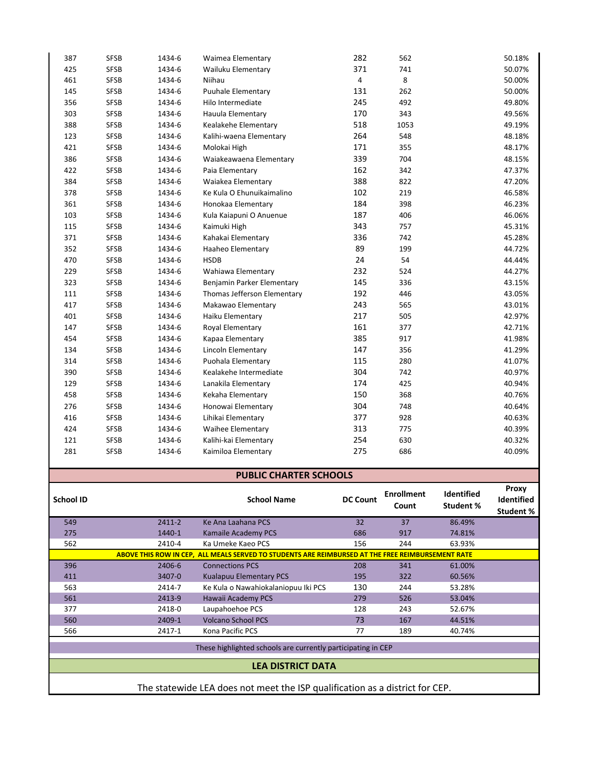| | | | | | | | |
|---|---|---|---|---|---|---|---|
| 387 | SFSB | 1434-6 | Waimea Elementary | 282 | 562 | | 50.18% |
| 425 | SFSB | 1434-6 | Wailuku Elementary | 371 | 741 | | 50.07% |
| 461 | SFSB | 1434-6 | Niihau | 4 | 8 | | 50.00% |
| 145 | SFSB | 1434-6 | Puuhale Elementary | 131 | 262 | | 50.00% |
| 356 | SFSB | 1434-6 | Hilo Intermediate | 245 | 492 | | 49.80% |
| 303 | SFSB | 1434-6 | Hauula Elementary | 170 | 343 | | 49.56% |
| 388 | SFSB | 1434-6 | Kealakehe Elementary | 518 | 1053 | | 49.19% |
| 123 | SFSB | 1434-6 | Kalihi-waena Elementary | 264 | 548 | | 48.18% |
| 421 | SFSB | 1434-6 | Molokai High | 171 | 355 | | 48.17% |
| 386 | SFSB | 1434-6 | Waiakeawaena Elementary | 339 | 704 | | 48.15% |
| 422 | SFSB | 1434-6 | Paia Elementary | 162 | 342 | | 47.37% |
| 384 | SFSB | 1434-6 | Waiakea Elementary | 388 | 822 | | 47.20% |
| 378 | SFSB | 1434-6 | Ke Kula O Ehunuikaimalino | 102 | 219 | | 46.58% |
| 361 | SFSB | 1434-6 | Honokaa Elementary | 184 | 398 | | 46.23% |
| 103 | SFSB | 1434-6 | Kula Kaiapuni O Anuenue | 187 | 406 | | 46.06% |
| 115 | SFSB | 1434-6 | Kaimuki High | 343 | 757 | | 45.31% |
| 371 | SFSB | 1434-6 | Kahakai Elementary | 336 | 742 | | 45.28% |
| 352 | SFSB | 1434-6 | Haaheo Elementary | 89 | 199 | | 44.72% |
| 470 | SFSB | 1434-6 | HSDB | 24 | 54 | | 44.44% |
| 229 | SFSB | 1434-6 | Wahiawa Elementary | 232 | 524 | | 44.27% |
| 323 | SFSB | 1434-6 | Benjamin Parker Elementary | 145 | 336 | | 43.15% |
| 111 | SFSB | 1434-6 | Thomas Jefferson Elementary | 192 | 446 | | 43.05% |
| 417 | SFSB | 1434-6 | Makawao Elementary | 243 | 565 | | 43.01% |
| 401 | SFSB | 1434-6 | Haiku Elementary | 217 | 505 | | 42.97% |
| 147 | SFSB | 1434-6 | Royal Elementary | 161 | 377 | | 42.71% |
| 454 | SFSB | 1434-6 | Kapaa Elementary | 385 | 917 | | 41.98% |
| 134 | SFSB | 1434-6 | Lincoln Elementary | 147 | 356 | | 41.29% |
| 314 | SFSB | 1434-6 | Puohala Elementary | 115 | 280 | | 41.07% |
| 390 | SFSB | 1434-6 | Kealakehe Intermediate | 304 | 742 | | 40.97% |
| 129 | SFSB | 1434-6 | Lanakila Elementary | 174 | 425 | | 40.94% |
| 458 | SFSB | 1434-6 | Kekaha Elementary | 150 | 368 | | 40.76% |
| 276 | SFSB | 1434-6 | Honowai Elementary | 304 | 748 | | 40.64% |
| 416 | SFSB | 1434-6 | Lihikai Elementary | 377 | 928 | | 40.63% |
| 424 | SFSB | 1434-6 | Waihee Elementary | 313 | 775 | | 40.39% |
| 121 | SFSB | 1434-6 | Kalihi-kai Elementary | 254 | 630 | | 40.32% |
| 281 | SFSB | 1434-6 | Kaimiloa Elementary | 275 | 686 | | 40.09% |

## PUBLIC CHARTER SCHOOLS

| School ID | | School Name | DC Count | Enrollment Count | Identified Student % | Proxy Identified Student % |
|---|---|---|---|---|---|---|
| 549 | 2411-2 | Ke Ana Laahana PCS | 32 | 37 | 86.49% | |
| 275 | 1440-1 | Kamaile Academy PCS | 686 | 917 | 74.81% | |
| 562 | 2410-4 | Ka Umeke Kaeo PCS | 156 | 244 | 63.93% | |
| **ABOVE THIS ROW IN CEP, ALL MEALS SERVED TO STUDENTS ARE REIMBURSED AT THE FREE REIMBURSEMENT RATE** | | | | | | |
| 396 | 2406-6 | Connections PCS | 208 | 341 | 61.00% | |
| 411 | 3407-0 | Kualapuu Elementary PCS | 195 | 322 | 60.56% | |
| 563 | 2414-7 | Ke Kula o Nawahiokalaniopuu Iki PCS | 130 | 244 | 53.28% | |
| 561 | 2413-9 | Hawaii Academy PCS | 279 | 526 | 53.04% | |
| 377 | 2418-0 | Laupahoehoe PCS | 128 | 243 | 52.67% | |
| 560 | 2409-1 | Volcano School PCS | 73 | 167 | 44.51% | |
| 566 | 2417-1 | Kona Pacific PCS | 77 | 189 | 40.74% | |

These highlighted schools are currently participating in CEP

## LEA DISTRICT DATA

The statewide LEA does not meet the ISP qualification as a district for CEP.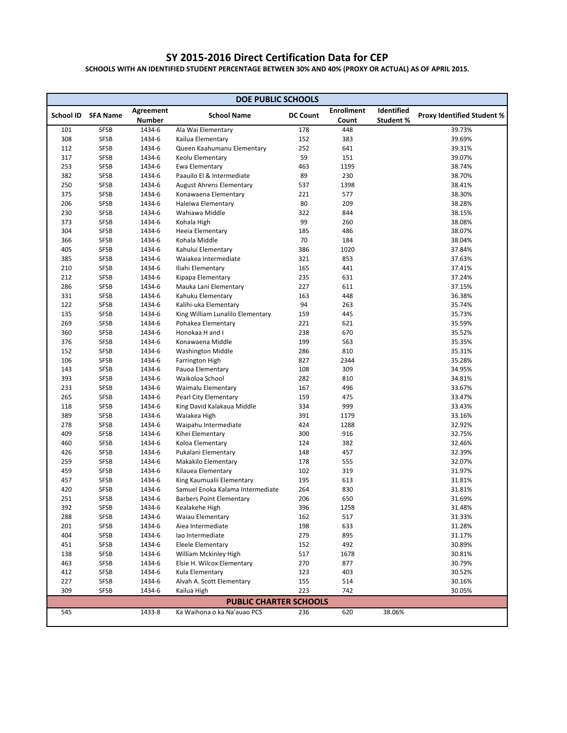# SY 2015-2016 Direct Certification Data for CEP

**SCHOOLS WITH AN IDENTIFIED STUDENT PERCENTAGE BETWEEN 30% AND 40% (PROXY OR ACTUAL) AS OF APRIL 2015.**

| School ID | SFA Name | Agreement Number | School Name | DC Count | Enrollment Count | Identified Student % | Proxy Identified Student % |
|---|---|---|---|---|---|---|---|
| **DOE PUBLIC SCHOOLS** | | | | | | | |
| 101 | SFSB | 1434-6 | Ala Wai Elementary | 178 | 448 | | 39.73% |
| 308 | SFSB | 1434-6 | Kailua Elementary | 152 | 383 | | 39.69% |
| 112 | SFSB | 1434-6 | Queen Kaahumanu Elementary | 252 | 641 | | 39.31% |
| 317 | SFSB | 1434-6 | Keolu Elementary | 59 | 151 | | 39.07% |
| 253 | SFSB | 1434-6 | Ewa Elementary | 463 | 1195 | | 38.74% |
| 382 | SFSB | 1434-6 | Paauilo El & Intermediate | 89 | 230 | | 38.70% |
| 250 | SFSB | 1434-6 | August Ahrens Elementary | 537 | 1398 | | 38.41% |
| 375 | SFSB | 1434-6 | Konawaena Elementary | 221 | 577 | | 38.30% |
| 206 | SFSB | 1434-6 | Haleiwa Elementary | 80 | 209 | | 38.28% |
| 230 | SFSB | 1434-6 | Wahiawa Middle | 322 | 844 | | 38.15% |
| 373 | SFSB | 1434-6 | Kohala High | 99 | 260 | | 38.08% |
| 304 | SFSB | 1434-6 | Heeia Elementary | 185 | 486 | | 38.07% |
| 366 | SFSB | 1434-6 | Kohala Middle | 70 | 184 | | 38.04% |
| 405 | SFSB | 1434-6 | Kahului Elementary | 386 | 1020 | | 37.84% |
| 385 | SFSB | 1434-6 | Waiakea Intermediate | 321 | 853 | | 37.63% |
| 210 | SFSB | 1434-6 | Iliahi Elementary | 165 | 441 | | 37.41% |
| 212 | SFSB | 1434-6 | Kipapa Elementary | 235 | 631 | | 37.24% |
| 286 | SFSB | 1434-6 | Mauka Lani Elementary | 227 | 611 | | 37.15% |
| 331 | SFSB | 1434-6 | Kahuku Elementary | 163 | 448 | | 36.38% |
| 122 | SFSB | 1434-6 | Kalihi-uka Elementary | 94 | 263 | | 35.74% |
| 135 | SFSB | 1434-6 | King William Lunalilo Elementary | 159 | 445 | | 35.73% |
| 269 | SFSB | 1434-6 | Pohakea Elementary | 221 | 621 | | 35.59% |
| 360 | SFSB | 1434-6 | Honokaa H and I | 238 | 670 | | 35.52% |
| 376 | SFSB | 1434-6 | Konawaena Middle | 199 | 563 | | 35.35% |
| 152 | SFSB | 1434-6 | Washington Middle | 286 | 810 | | 35.31% |
| 106 | SFSB | 1434-6 | Farrington High | 827 | 2344 | | 35.28% |
| 143 | SFSB | 1434-6 | Pauoa Elementary | 108 | 309 | | 34.95% |
| 393 | SFSB | 1434-6 | Waikoloa School | 282 | 810 | | 34.81% |
| 233 | SFSB | 1434-6 | Waimalu Elementary | 167 | 496 | | 33.67% |
| 265 | SFSB | 1434-6 | Pearl City Elementary | 159 | 475 | | 33.47% |
| 118 | SFSB | 1434-6 | King David Kalakaua Middle | 334 | 999 | | 33.43% |
| 389 | SFSB | 1434-6 | Waiakea High | 391 | 1179 | | 33.16% |
| 278 | SFSB | 1434-6 | Waipahu Intermediate | 424 | 1288 | | 32.92% |
| 409 | SFSB | 1434-6 | Kihei Elementary | 300 | 916 | | 32.75% |
| 460 | SFSB | 1434-6 | Koloa Elementary | 124 | 382 | | 32.46% |
| 426 | SFSB | 1434-6 | Pukalani Elementary | 148 | 457 | | 32.39% |
| 259 | SFSB | 1434-6 | Makakilo Elementary | 178 | 555 | | 32.07% |
| 459 | SFSB | 1434-6 | Kilauea Elementary | 102 | 319 | | 31.97% |
| 457 | SFSB | 1434-6 | King Kaumualii Elementary | 195 | 613 | | 31.81% |
| 420 | SFSB | 1434-6 | Samuel Enoka Kalama Intermediate | 264 | 830 | | 31.81% |
| 251 | SFSB | 1434-6 | Barbers Point Elementary | 206 | 650 | | 31.69% |
| 392 | SFSB | 1434-6 | Kealakehe High | 396 | 1258 | | 31.48% |
| 288 | SFSB | 1434-6 | Waiau Elementary | 162 | 517 | | 31.33% |
| 201 | SFSB | 1434-6 | Aiea Intermediate | 198 | 633 | | 31.28% |
| 404 | SFSB | 1434-6 | Iao Intermediate | 279 | 895 | | 31.17% |
| 451 | SFSB | 1434-6 | Eleele Elementary | 152 | 492 | | 30.89% |
| 138 | SFSB | 1434-6 | William Mckinley High | 517 | 1678 | | 30.81% |
| 463 | SFSB | 1434-6 | Elsie H. Wilcox Elementary | 270 | 877 | | 30.79% |
| 412 | SFSB | 1434-6 | Kula Elementary | 123 | 403 | | 30.52% |
| 227 | SFSB | 1434-6 | Alvah A. Scott Elementary | 155 | 514 | | 30.16% |
| 309 | SFSB | 1434-6 | Kailua High | 223 | 742 | | 30.05% |
| **PUBLIC CHARTER SCHOOLS** | | | | | | | |
| 545 | | 1433-8 | Ka Waihona o ka Na'auao PCS | 236 | 620 | 38.06% | |